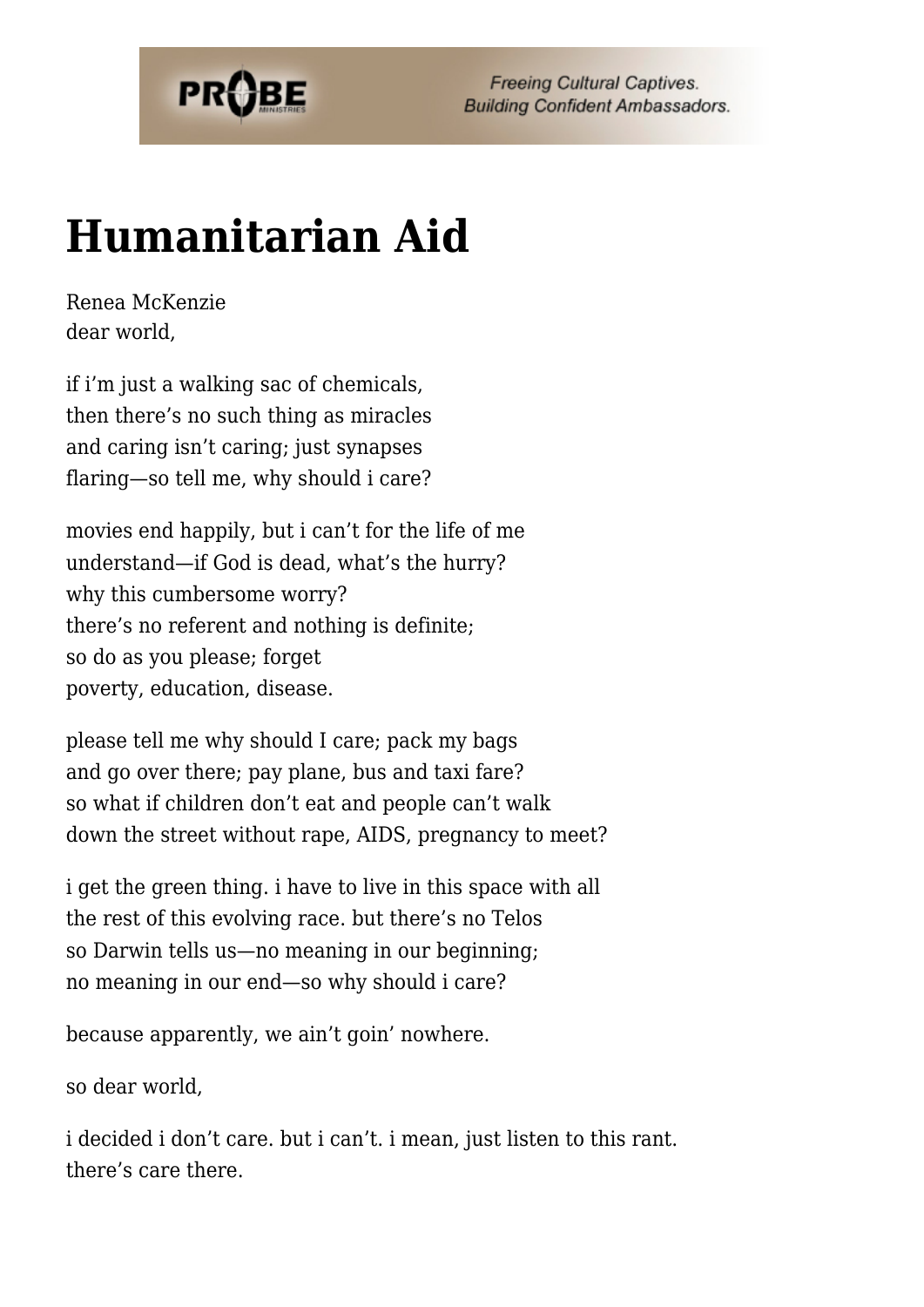# Humanitarian Aid

Renea McKenzie
dear world,

if i'm just a walking sac of chemicals,
then there's no such thing as miracles
and caring isn't caring; just synapses
flaring—so tell me, why should i care?

movies end happily, but i can't for the life of me
understand—if God is dead, what's the hurry?
why this cumbersome worry?
there's no referent and nothing is definite;
so do as you please; forget
poverty, education, disease.

please tell me why should I care; pack my bags
and go over there; pay plane, bus and taxi fare?
so what if children don't eat and people can't walk
down the street without rape, AIDS, pregnancy to meet?

i get the green thing. i have to live in this space with all
the rest of this evolving race. but there's no Telos
so Darwin tells us—no meaning in our beginning;
no meaning in our end—so why should i care?

because apparently, we ain't goin' nowhere.

so dear world,

i decided i don't care. but i can't. i mean, just listen to this rant.
there's care there.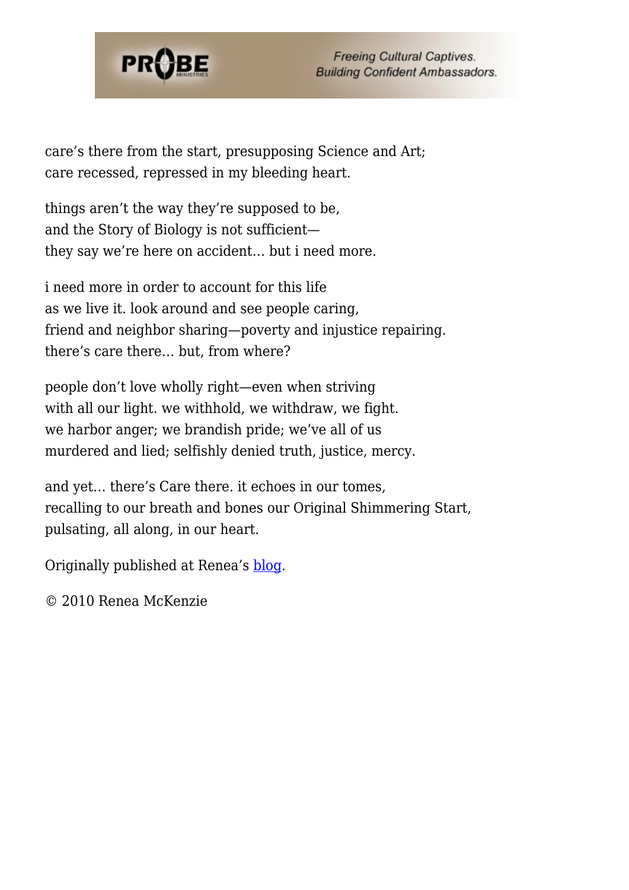care's there from the start, presupposing Science and Art;
care recessed, repressed in my bleeding heart.

things aren't the way they're supposed to be,
and the Story of Biology is not sufficient—
they say we're here on accident… but i need more.

i need more in order to account for this life
as we live it. look around and see people caring,
friend and neighbor sharing—poverty and injustice repairing.
there's care there… but, from where?

people don't love wholly right—even when striving
with all our light. we withhold, we withdraw, we fight.
we harbor anger; we brandish pride; we've all of us
murdered and lied; selfishly denied truth, justice, mercy.

and yet… there's Care there. it echoes in our tomes,
recalling to our breath and bones our Original Shimmering Start,
pulsating, all along, in our heart.

Originally published at Renea's [blog](#).

© 2010 Renea McKenzie